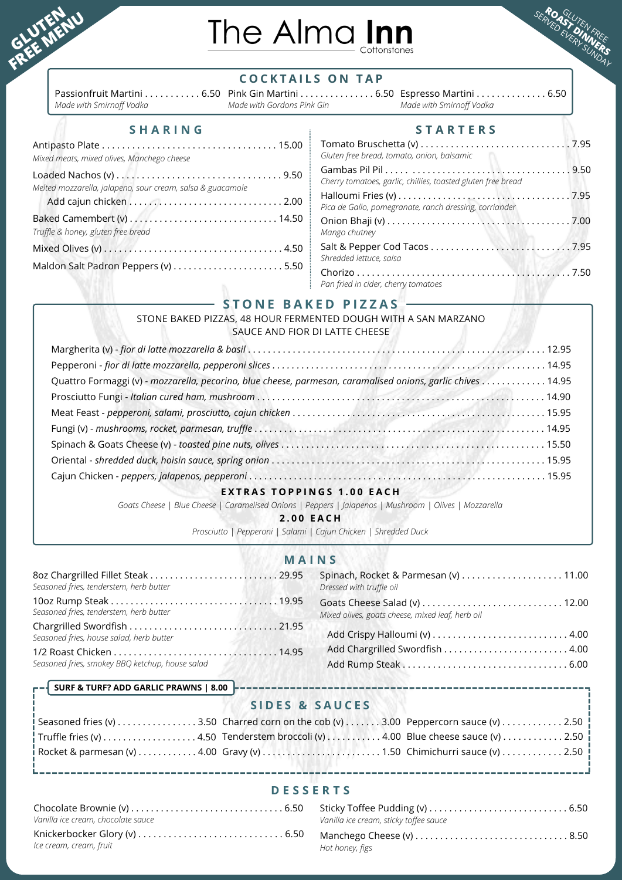GLUTEN FREE MENU

# The Alma Inn

Cottonstones

GLUTEN FREE **ROAST DINNERS** SERVED EVERY SUNDAY

## COCKTAILS ON TAP

Passionfruit Martini . . . . . . . . . . . 6.50
*Made with Smirnoff Vodka*

Pink Gin Martini . . . . . . . . . . . . . . . 6.50
*Made with Gordons Pink Gin*

Espresso Martini . . . . . . . . . . . . . . 6.50
*Made with Smirnoff Vodka*

## SHARING

Antipasto Plate . . . . . . . . . . . . . . . . . . . . . . . . . . . . . . . . . . 15.00
*Mixed meats, mixed olives, Manchego cheese*

Loaded Nachos (v) . . . . . . . . . . . . . . . . . . . . . . . . . . . . . . . 9.50
*Melted mozzarella, jalapeno, sour cream, salsa & guacamole*

Add cajun chicken . . . . . . . . . . . . . . . . . . . . . . . . . . . . . . 2.00

Baked Camembert (v) . . . . . . . . . . . . . . . . . . . . . . . . . . . . 14.50
*Truffle & honey, gluten free bread*

Mixed Olives (v) . . . . . . . . . . . . . . . . . . . . . . . . . . . . . . . . . . 4.50

Maldon Salt Padron Peppers (v) . . . . . . . . . . . . . . . . . . . . . 5.50

## STARTERS

Tomato Bruschetta (v) . . . . . . . . . . . . . . . . . . . . . . . . . . . . . 7.95
*Gluten free bread, tomato, onion, balsamic*

Gambas Pil Pil . . . . . . . . . . . . . . . . . . . . . . . . . . . . . . . . . . . 9.50
*Cherry tomatoes, garlic, chillies, toasted gluten free bread*

Halloumi Fries (v) . . . . . . . . . . . . . . . . . . . . . . . . . . . . . . . . . 7.95
*Pica de Gallo, pomegranate, ranch dressing, corriander*

Onion Bhaji (v) . . . . . . . . . . . . . . . . . . . . . . . . . . . . . . . . . . . 7.00
*Mango chutney*

Salt & Pepper Cod Tacos . . . . . . . . . . . . . . . . . . . . . . . . . . . 7.95
*Shredded lettuce, salsa*

Chorizo . . . . . . . . . . . . . . . . . . . . . . . . . . . . . . . . . . . . . . . . . . 7.50
*Pan fried in cider, cherry tomatoes*

## STONE BAKED PIZZAS

STONE BAKED PIZZAS, 48 HOUR FERMENTED DOUGH WITH A SAN MARZANO SAUCE AND FIOR DI LATTE CHEESE

Margherita (v) - *fior di latte mozzarella & basil* . . . . . . . . . . . . 12.95

Pepperoni - *fior di latte mozzarella, pepperoni slices* . . . . . . . . . . . . 14.95

Quattro Formaggi (v) - *mozzarella, pecorino, blue cheese, parmesan, caramalised onions, garlic chives* . . . . . . . . . . . . 14.95

Prosciutto Fungi - *Italian cured ham, mushroom* . . . . . . . . . . . . 14.90

Meat Feast - *pepperoni, salami, prosciutto, cajun chicken* . . . . . . . . . . . . 15.95

Fungi (v) - *mushrooms, rocket, parmesan, truffle* . . . . . . . . . . . . 14.95

Spinach & Goats Cheese (v) - *toasted pine nuts, olives* . . . . . . . . . . . . 15.50

Oriental - *shredded duck, hoisin sauce, spring onion* . . . . . . . . . . . . 15.95

Cajun Chicken - *peppers, jalapenos, pepperoni* . . . . . . . . . . . . 15.95

**EXTRAS TOPPINGS 1.00 EACH**

*Goats Cheese | Blue Cheese | Caramelised Onions | Peppers | Jalapenos | Mushroom | Olives | Mozzarella*

**2.00 EACH**

*Prosciutto | Pepperoni | Salami | Cajun Chicken | Shredded Duck*

## MAINS

8oz Chargrilled Fillet Steak . . . . . . . . . . . . . . . . . . . . . . . . . 29.95
*Seasoned fries, tenderstem, herb butter*

10oz Rump Steak . . . . . . . . . . . . . . . . . . . . . . . . . . . . . . . . . 19.95
*Seasoned fries, tenderstem, herb butter*

Chargrilled Swordfish . . . . . . . . . . . . . . . . . . . . . . . . . . . . . 21.95
*Seasoned fries, house salad, herb butter*

1/2 Roast Chicken . . . . . . . . . . . . . . . . . . . . . . . . . . . . . . . . 14.95
*Seasoned fries, smokey BBQ ketchup, house salad*

Spinach, Rocket & Parmesan (v) . . . . . . . . . . . . . . . . . . . . 11.00
*Dressed with truffle oil*

Goats Cheese Salad (v) . . . . . . . . . . . . . . . . . . . . . . . . . . . 12.00
*Mixed olives, goats cheese, mixed leaf, herb oil*

Add Crispy Halloumi (v) . . . . . . . . . . . . . . . . . . . . . . . . . . 4.00

Add Chargrilled Swordfish . . . . . . . . . . . . . . . . . . . . . . . . . 4.00

Add Rump Steak . . . . . . . . . . . . . . . . . . . . . . . . . . . . . . . . 6.00

**SURF & TURF? ADD GARLIC PRAWNS | 8.00**

## SIDES & SAUCES

Seasoned fries (v) . . . . . . . . . . . . . . . . 3.50

Truffle fries (v) . . . . . . . . . . . . . . . . . . 4.50

Rocket & parmesan (v) . . . . . . . . . . . . 4.00

Charred corn on the cob (v) . . . . . . . 3.00

Tenderstem broccoli (v) . . . . . . . . . . . 4.00

Gravy (v) . . . . . . . . . . . . . . . . . . . . . . . . 1.50

Peppercorn sauce (v) . . . . . . . . . . . . 2.50

Blue cheese sauce (v) . . . . . . . . . . . . 2.50

Chimichurri sauce (v) . . . . . . . . . . . . 2.50

## DESSERTS

Chocolate Brownie (v) . . . . . . . . . . . . . . . . . . . . . . . . . . . . . . 6.50
*Vanilla ice cream, chocolate sauce*

Knickerbocker Glory (v) . . . . . . . . . . . . . . . . . . . . . . . . . . . . 6.50
*Ice cream, cream, fruit*

Sticky Toffee Pudding (v) . . . . . . . . . . . . . . . . . . . . . . . . . . . 6.50
*Vanilla ice cream, sticky toffee sauce*

Manchego Cheese (v) . . . . . . . . . . . . . . . . . . . . . . . . . . . . . . 8.50
*Hot honey, figs*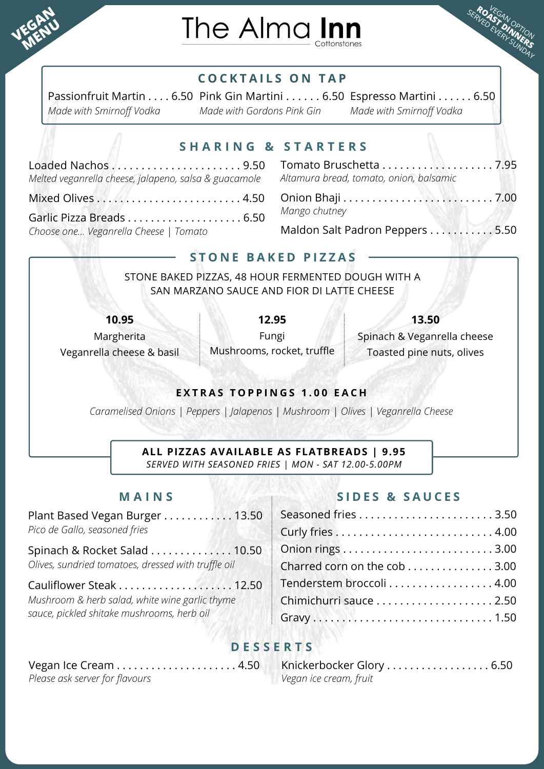VEGAN MENU

# The Alma Inn

Cottonstones

VEGAN OPTION **ROAST DINNERS** SERVED EVERY SUNDAY

## COCKTAILS ON TAP

Passionfruit Martini . . . . 6.50
*Made with Smirnoff Vodka*

Pink Gin Martini . . . . . . 6.50
*Made with Gordons Pink Gin*

Espresso Martini . . . . . . 6.50
*Made with Smirnoff Vodka*

## SHARING & STARTERS

Loaded Nachos . . . . . . . . . . . . . . . . . . . . . . 9.50
*Melted veganrella cheese, jalapeno, salsa & guacamole*

Mixed Olives . . . . . . . . . . . . . . . . . . . . . . . . . 4.50

Garlic Pizza Breads . . . . . . . . . . . . . . . . . . . . 6.50
*Choose one... Veganrella Cheese | Tomato*

Tomato Bruschetta . . . . . . . . . . . . . . . . . . . 7.95
*Altamura bread, tomato, onion, balsamic*

Onion Bhaji . . . . . . . . . . . . . . . . . . . . . . . . . . 7.00
*Mango chutney*

Maldon Salt Padron Peppers . . . . . . . . . . . 5.50

## STONE BAKED PIZZAS

STONE BAKED PIZZAS, 48 HOUR FERMENTED DOUGH WITH A SAN MARZANO SAUCE AND FIOR DI LATTE CHEESE

**10.95**
Margherita
Veganrella cheese & basil

**12.95**
Fungi
Mushrooms, rocket, truffle

**13.50**
Spinach & Veganrella cheese
Toasted pine nuts, olives

### EXTRAS TOPPINGS 1.00 EACH

*Caramelised Onions | Peppers | Jalapenos | Mushroom | Olives | Veganrella Cheese*

**ALL PIZZAS AVAILABLE AS FLATBREADS | 9.95**
*SERVED WITH SEASONED FRIES | MON - SAT 12.00-5.00PM*

## MAINS

Plant Based Vegan Burger . . . . . . . . . . . . 13.50
*Pico de Gallo, seasoned fries*

Spinach & Rocket Salad . . . . . . . . . . . . . . 10.50
*Olives, sundried tomatoes, dressed with truffle oil*

Cauliflower Steak . . . . . . . . . . . . . . . . . . . . 12.50
*Mushroom & herb salad, white wine garlic thyme sauce, pickled shitake mushrooms, herb oil*

## SIDES & SAUCES

Seasoned fries . . . . . . . . . . . . . . . . . . . . . . . 3.50
Curly fries . . . . . . . . . . . . . . . . . . . . . . . . . . . 4.00
Onion rings . . . . . . . . . . . . . . . . . . . . . . . . . . 3.00
Charred corn on the cob . . . . . . . . . . . . . . . 3.00
Tenderstem broccoli . . . . . . . . . . . . . . . . . . 4.00
Chimichurri sauce . . . . . . . . . . . . . . . . . . . . 2.50
Gravy . . . . . . . . . . . . . . . . . . . . . . . . . . . . . . . 1.50

## DESSERTS

Vegan Ice Cream . . . . . . . . . . . . . . . . . . . . . 4.50
*Please ask server for flavours*

Knickerbocker Glory . . . . . . . . . . . . . . . . . . 6.50
*Vegan ice cream, fruit*